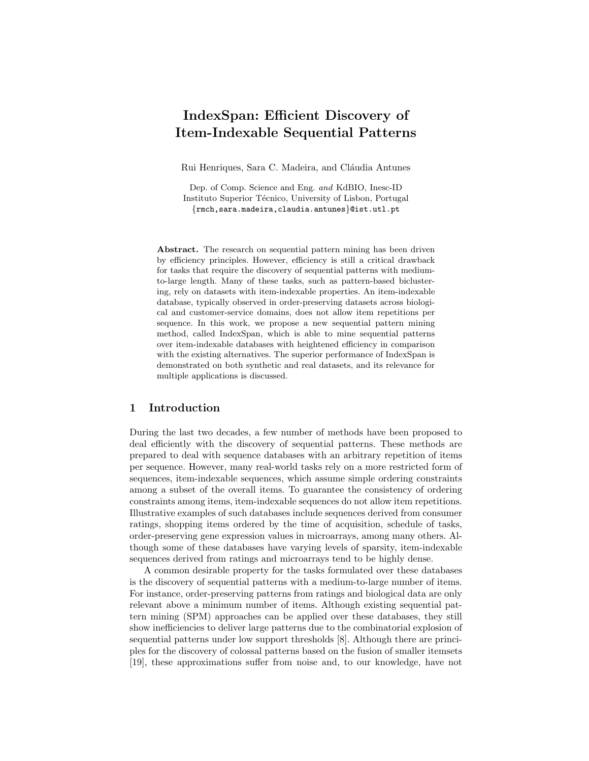# IndexSpan: Efficient Discovery of Item-Indexable Sequential Patterns

Rui Henriques, Sara C. Madeira, and Cláudia Antunes

Dep. of Comp. Science and Eng. *and* KdBIO, Inesc-ID
Instituto Superior Técnico, University of Lisbon, Portugal
{rmch,sara.madeira,claudia.antunes}@ist.utl.pt

**Abstract.** The research on sequential pattern mining has been driven by efficiency principles. However, efficiency is still a critical drawback for tasks that require the discovery of sequential patterns with medium-to-large length. Many of these tasks, such as pattern-based biclustering, rely on datasets with item-indexable properties. An item-indexable database, typically observed in order-preserving datasets across biological and customer-service domains, does not allow item repetitions per sequence. In this work, we propose a new sequential pattern mining method, called IndexSpan, which is able to mine sequential patterns over item-indexable databases with heightened efficiency in comparison with the existing alternatives. The superior performance of IndexSpan is demonstrated on both synthetic and real datasets, and its relevance for multiple applications is discussed.

## 1 Introduction

During the last two decades, a few number of methods have been proposed to deal efficiently with the discovery of sequential patterns. These methods are prepared to deal with sequence databases with an arbitrary repetition of items per sequence. However, many real-world tasks rely on a more restricted form of sequences, item-indexable sequences, which assume simple ordering constraints among a subset of the overall items. To guarantee the consistency of ordering constraints among items, item-indexable sequences do not allow item repetitions. Illustrative examples of such databases include sequences derived from consumer ratings, shopping items ordered by the time of acquisition, schedule of tasks, order-preserving gene expression values in microarrays, among many others. Although some of these databases have varying levels of sparsity, item-indexable sequences derived from ratings and microarrays tend to be highly dense.

A common desirable property for the tasks formulated over these databases is the discovery of sequential patterns with a medium-to-large number of items. For instance, order-preserving patterns from ratings and biological data are only relevant above a minimum number of items. Although existing sequential pattern mining (SPM) approaches can be applied over these databases, they still show inefficiencies to deliver large patterns due to the combinatorial explosion of sequential patterns under low support thresholds [8]. Although there are principles for the discovery of colossal patterns based on the fusion of smaller itemsets [19], these approximations suffer from noise and, to our knowledge, have not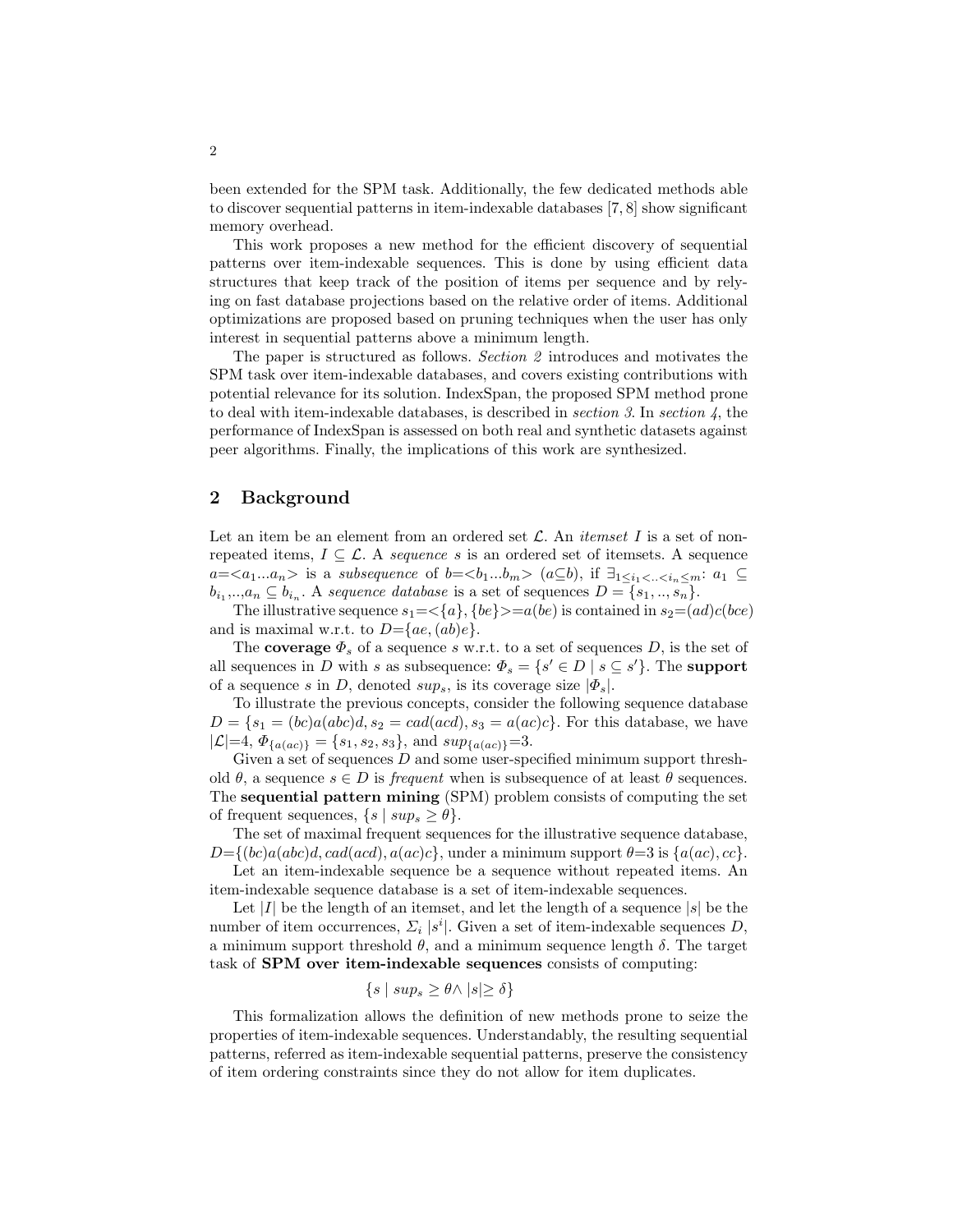been extended for the SPM task. Additionally, the few dedicated methods able to discover sequential patterns in item-indexable databases [7, 8] show significant memory overhead.

This work proposes a new method for the efficient discovery of sequential patterns over item-indexable sequences. This is done by using efficient data structures that keep track of the position of items per sequence and by relying on fast database projections based on the relative order of items. Additional optimizations are proposed based on pruning techniques when the user has only interest in sequential patterns above a minimum length.

The paper is structured as follows. *Section 2* introduces and motivates the SPM task over item-indexable databases, and covers existing contributions with potential relevance for its solution. IndexSpan, the proposed SPM method prone to deal with item-indexable databases, is described in *section 3*. In *section 4*, the performance of IndexSpan is assessed on both real and synthetic datasets against peer algorithms. Finally, the implications of this work are synthesized.

## 2 Background

Let an item be an element from an ordered set $\mathcal{L}$. An *itemset* $I$ is a set of non-repeated items, $I \subseteq \mathcal{L}$. A *sequence* $s$ is an ordered set of itemsets. A sequence $a$=$<a_1...a_n>$ is a *subsequence* of $b$=$<b_1...b_m>$ ($a \subseteq b$), if $\exists_{1 \leq i_1 <..< i_n \leq m}$: $a_1 \subseteq b_{i_1}$,..,$a_n \subseteq b_{i_n}$. A *sequence database* is a set of sequences $D = \{s_1, .., s_n\}$.

The illustrative sequence $s_1$=$<\{a\}, \{be\}>$=$a(be)$ is contained in $s_2$=$(ad)c(bce)$ and is maximal w.r.t. to $D$=$\{ae, (ab)e\}$.

The **coverage** $\Phi_s$ of a sequence $s$ w.r.t. to a set of sequences $D$, is the set of all sequences in $D$ with $s$ as subsequence: $\Phi_s = \{s' \in D \mid s \subseteq s'\}$. The **support** of a sequence $s$ in $D$, denoted $sup_s$, is its coverage size $|\Phi_s|$.

To illustrate the previous concepts, consider the following sequence database $D = \{s_1 = (bc)a(abc)d, s_2 = cad(acd), s_3 = a(ac)c\}$. For this database, we have $|\mathcal{L}|$=4, $\Phi_{\{a(ac)\}} = \{s_1, s_2, s_3\}$, and $sup_{\{a(ac)\}}$=3.

Given a set of sequences $D$ and some user-specified minimum support threshold $\theta$, a sequence $s \in D$ is *frequent* when is subsequence of at least $\theta$ sequences. The **sequential pattern mining** (SPM) problem consists of computing the set of frequent sequences, $\{s \mid sup_s \geq \theta\}$.

The set of maximal frequent sequences for the illustrative sequence database, $D$=$\{(bc)a(abc)d, cad(acd), a(ac)c\}$, under a minimum support $\theta$=3 is $\{a(ac), cc\}$.

Let an item-indexable sequence be a sequence without repeated items. An item-indexable sequence database is a set of item-indexable sequences.

Let $|I|$ be the length of an itemset, and let the length of a sequence $|s|$ be the number of item occurrences, $\Sigma_i\ |s^i|$. Given a set of item-indexable sequences $D$, a minimum support threshold $\theta$, and a minimum sequence length $\delta$. The target task of **SPM over item-indexable sequences** consists of computing:

$$\{s \mid sup_s \geq \theta \wedge |s| \geq \delta\}$$

This formalization allows the definition of new methods prone to seize the properties of item-indexable sequences. Understandably, the resulting sequential patterns, referred as item-indexable sequential patterns, preserve the consistency of item ordering constraints since they do not allow for item duplicates.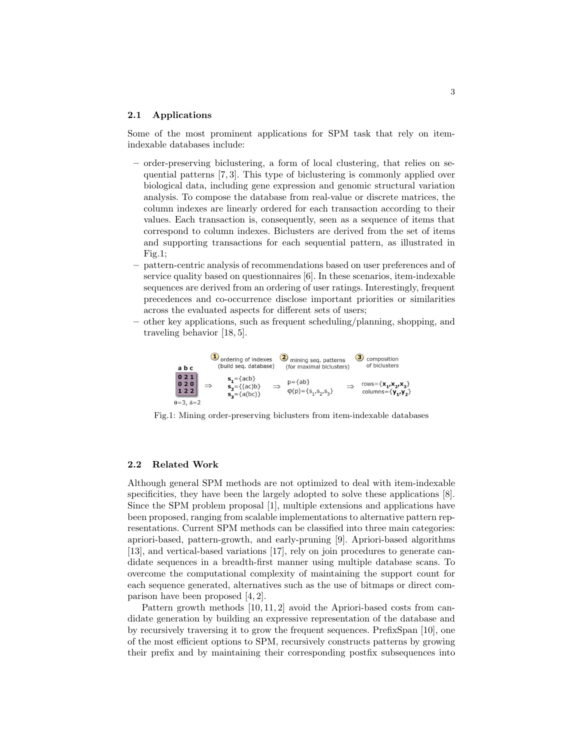### 2.1 Applications

Some of the most prominent applications for SPM task that rely on item-indexable databases include:

- order-preserving biclustering, a form of local clustering, that relies on sequential patterns [7, 3]. This type of biclustering is commonly applied over biological data, including gene expression and genomic structural variation analysis. To compose the database from real-value or discrete matrices, the column indexes are linearly ordered for each transaction according to their values. Each transaction is, consequently, seen as a sequence of items that correspond to column indexes. Biclusters are derived from the set of items and supporting transactions for each sequential pattern, as illustrated in Fig.1;
- pattern-centric analysis of recommendations based on user preferences and of service quality based on questionnaires [6]. In these scenarios, item-indexable sequences are derived from an ordering of user ratings. Interestingly, frequent precedences and co-occurrence disclose important priorities or similarities across the evaluated aspects for different sets of users;
- other key applications, such as frequent scheduling/planning, shopping, and traveling behavior [18, 5].

Fig.1: Mining order-preserving biclusters from item-indexable databases

### 2.2 Related Work

Although general SPM methods are not optimized to deal with item-indexable specificities, they have been the largely adopted to solve these applications [8]. Since the SPM problem proposal [1], multiple extensions and applications have been proposed, ranging from scalable implementations to alternative pattern representations. Current SPM methods can be classified into three main categories: apriori-based, pattern-growth, and early-pruning [9]. Apriori-based algorithms [13], and vertical-based variations [17], rely on join procedures to generate candidate sequences in a breadth-first manner using multiple database scans. To overcome the computational complexity of maintaining the support count for each sequence generated, alternatives such as the use of bitmaps or direct comparison have been proposed [4, 2].

Pattern growth methods [10, 11, 2] avoid the Apriori-based costs from candidate generation by building an expressive representation of the database and by recursively traversing it to grow the frequent sequences. PrefixSpan [10], one of the most efficient options to SPM, recursively constructs patterns by growing their prefix and by maintaining their corresponding postfix subsequences into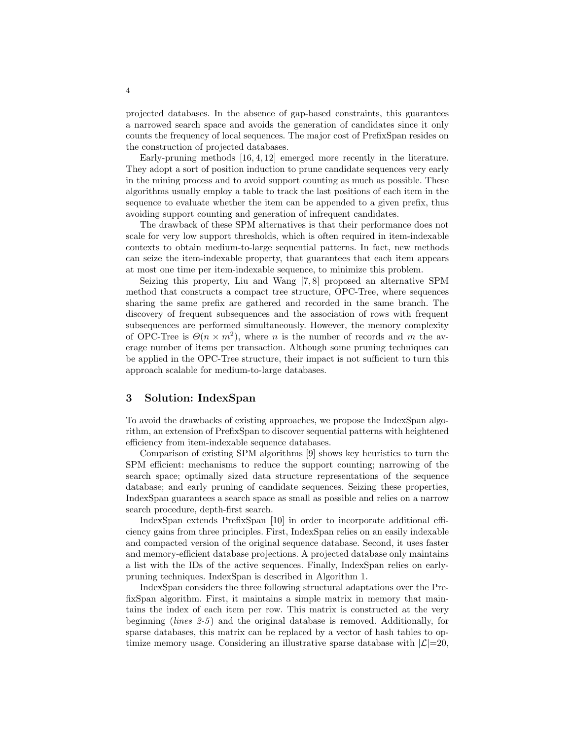projected databases. In the absence of gap-based constraints, this guarantees a narrowed search space and avoids the generation of candidates since it only counts the frequency of local sequences. The major cost of PrefixSpan resides on the construction of projected databases.

Early-pruning methods [16, 4, 12] emerged more recently in the literature. They adopt a sort of position induction to prune candidate sequences very early in the mining process and to avoid support counting as much as possible. These algorithms usually employ a table to track the last positions of each item in the sequence to evaluate whether the item can be appended to a given prefix, thus avoiding support counting and generation of infrequent candidates.

The drawback of these SPM alternatives is that their performance does not scale for very low support thresholds, which is often required in item-indexable contexts to obtain medium-to-large sequential patterns. In fact, new methods can seize the item-indexable property, that guarantees that each item appears at most one time per item-indexable sequence, to minimize this problem.

Seizing this property, Liu and Wang [7, 8] proposed an alternative SPM method that constructs a compact tree structure, OPC-Tree, where sequences sharing the same prefix are gathered and recorded in the same branch. The discovery of frequent subsequences and the association of rows with frequent subsequences are performed simultaneously. However, the memory complexity of OPC-Tree is $\Theta(n \times m^2)$, where $n$ is the number of records and $m$ the average number of items per transaction. Although some pruning techniques can be applied in the OPC-Tree structure, their impact is not sufficient to turn this approach scalable for medium-to-large databases.

## 3 Solution: IndexSpan

To avoid the drawbacks of existing approaches, we propose the IndexSpan algorithm, an extension of PrefixSpan to discover sequential patterns with heightened efficiency from item-indexable sequence databases.

Comparison of existing SPM algorithms [9] shows key heuristics to turn the SPM efficient: mechanisms to reduce the support counting; narrowing of the search space; optimally sized data structure representations of the sequence database; and early pruning of candidate sequences. Seizing these properties, IndexSpan guarantees a search space as small as possible and relies on a narrow search procedure, depth-first search.

IndexSpan extends PrefixSpan [10] in order to incorporate additional efficiency gains from three principles. First, IndexSpan relies on an easily indexable and compacted version of the original sequence database. Second, it uses faster and memory-efficient database projections. A projected database only maintains a list with the IDs of the active sequences. Finally, IndexSpan relies on early-pruning techniques. IndexSpan is described in Algorithm 1.

IndexSpan considers the three following structural adaptations over the PrefixSpan algorithm. First, it maintains a simple matrix in memory that maintains the index of each item per row. This matrix is constructed at the very beginning (*lines 2-5*) and the original database is removed. Additionally, for sparse databases, this matrix can be replaced by a vector of hash tables to optimize memory usage. Considering an illustrative sparse database with $|\mathcal{L}|=20$,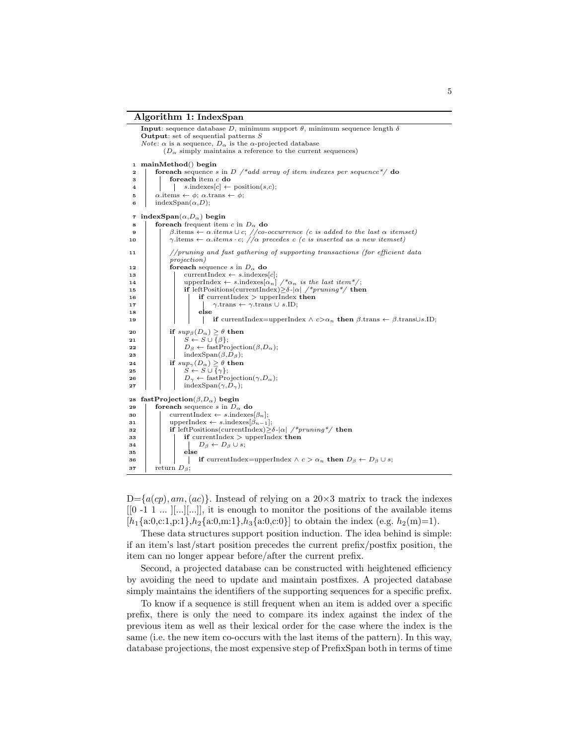**Algorithm 1: IndexSpan**

```
Input: sequence database D, minimum support θ, minimum sequence length δ
Output: set of sequential patterns S
Note: α is a sequence, D_α is the α-projected database
      (D_α simply maintains a reference to the current sequences)

1  mainMethod() begin
2    foreach sequence s in D /*add array of item indexes per sequence*/ do
3      foreach item c do
4        s.indexes[c] ← position(s,c);
5    α.items ← φ; α.trans ← φ;
6    indexSpan(α,D);

7  indexSpan(α,D_α) begin
8    foreach frequent item c in D_α do
9      β.items ← α.items ∪ c; //co-occurrence (c is added to the last α itemset)
10     γ.items ← α.items · c; //α precedes c (c is inserted as a new itemset)
11     //pruning and fast gathering of supporting transactions (for efficient data
       projection)
12     foreach sequence s in D_α do
13       currentIndex ← s.indexes[c];
14       upperIndex ← s.indexes[α_n] /*α_n is the last item*/;
15       if leftPositions(currentIndex)≥δ-|α| /*pruning*/ then
16         if currentIndex > upperIndex then
17           γ.trans ← γ.trans ∪ s.ID;
18         else
19           if currentIndex=upperIndex ∧ c>α_n then β.trans ← β.trans∪s.ID;
20     if sup_β(D_α) ≥ θ then
21       S ← S ∪ {β};
22       D_β ← fastProjection(β,D_α);
23       indexSpan(β,D_β);
24     if sup_γ(D_α) ≥ θ then
25       S ← S ∪ {γ};
26       D_γ ← fastProjection(γ,D_α);
27       indexSpan(γ,D_γ);

28 fastProjection(β,D_α) begin
29   foreach sequence s in D_α do
30     currentIndex ← s.indexes[β_n];
31     upperIndex ← s.indexes[β_{n-1}];
32     if leftPositions(currentIndex)≥δ-|α| /*pruning*/ then
33       if currentIndex > upperIndex then
34         D_β ← D_β ∪ s;
35       else
36         if currentIndex=upperIndex ∧ c > α_n then D_β ← D_β ∪ s;
37   return D_β;
```

D=$\{a(cp), am, (ac)\}$. Instead of relying on a 20×3 matrix to track the indexes [[0 -1 1 ... ][...][...]], it is enough to monitor the positions of the available items [$h_1${a:0,c:1,p:1},$h_2${a:0,m:1},$h_3${a:0,c:0}] to obtain the index (e.g. $h_2$(m)=1).

These data structures support position induction. The idea behind is simple: if an item's last/start position precedes the current prefix/postfix position, the item can no longer appear before/after the current prefix.

Second, a projected database can be constructed with heightened efficiency by avoiding the need to update and maintain postfixes. A projected database simply maintains the identifiers of the supporting sequences for a specific prefix.

To know if a sequence is still frequent when an item is added over a specific prefix, there is only the need to compare its index against the index of the previous item as well as their lexical order for the case where the index is the same (i.e. the new item co-occurs with the last items of the pattern). In this way, database projections, the most expensive step of PrefixSpan both in terms of time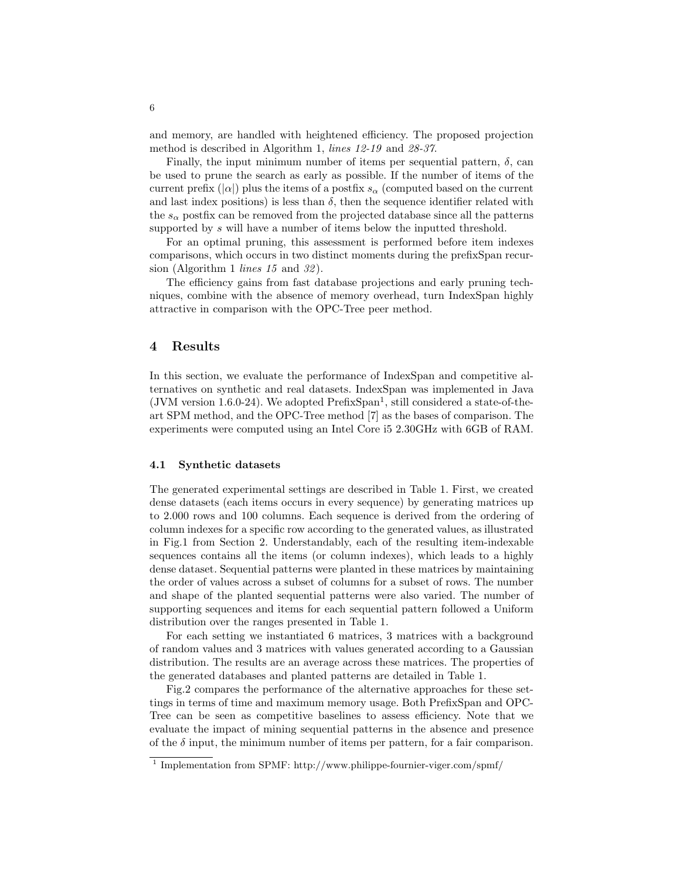and memory, are handled with heightened efficiency. The proposed projection method is described in Algorithm 1, *lines 12-19* and *28-37*.

Finally, the input minimum number of items per sequential pattern, $\delta$, can be used to prune the search as early as possible. If the number of items of the current prefix ($|\alpha|$) plus the items of a postfix $s_\alpha$ (computed based on the current and last index positions) is less than $\delta$, then the sequence identifier related with the $s_\alpha$ postfix can be removed from the projected database since all the patterns supported by $s$ will have a number of items below the inputted threshold.

For an optimal pruning, this assessment is performed before item indexes comparisons, which occurs in two distinct moments during the prefixSpan recursion (Algorithm 1 *lines 15* and *32*).

The efficiency gains from fast database projections and early pruning techniques, combine with the absence of memory overhead, turn IndexSpan highly attractive in comparison with the OPC-Tree peer method.

## 4 Results

In this section, we evaluate the performance of IndexSpan and competitive alternatives on synthetic and real datasets. IndexSpan was implemented in Java (JVM version 1.6.0-24). We adopted PrefixSpan[1], still considered a state-of-the-art SPM method, and the OPC-Tree method [7] as the bases of comparison. The experiments were computed using an Intel Core i5 2.30GHz with 6GB of RAM.

### 4.1 Synthetic datasets

The generated experimental settings are described in Table 1. First, we created dense datasets (each items occurs in every sequence) by generating matrices up to 2.000 rows and 100 columns. Each sequence is derived from the ordering of column indexes for a specific row according to the generated values, as illustrated in Fig.1 from Section 2. Understandably, each of the resulting item-indexable sequences contains all the items (or column indexes), which leads to a highly dense dataset. Sequential patterns were planted in these matrices by maintaining the order of values across a subset of columns for a subset of rows. The number and shape of the planted sequential patterns were also varied. The number of supporting sequences and items for each sequential pattern followed a Uniform distribution over the ranges presented in Table 1.

For each setting we instantiated 6 matrices, 3 matrices with a background of random values and 3 matrices with values generated according to a Gaussian distribution. The results are an average across these matrices. The properties of the generated databases and planted patterns are detailed in Table 1.

Fig.2 compares the performance of the alternative approaches for these settings in terms of time and maximum memory usage. Both PrefixSpan and OPC-Tree can be seen as competitive baselines to assess efficiency. Note that we evaluate the impact of mining sequential patterns in the absence and presence of the $\delta$ input, the minimum number of items per pattern, for a fair comparison.

[1] Implementation from SPMF: http://www.philippe-fournier-viger.com/spmf/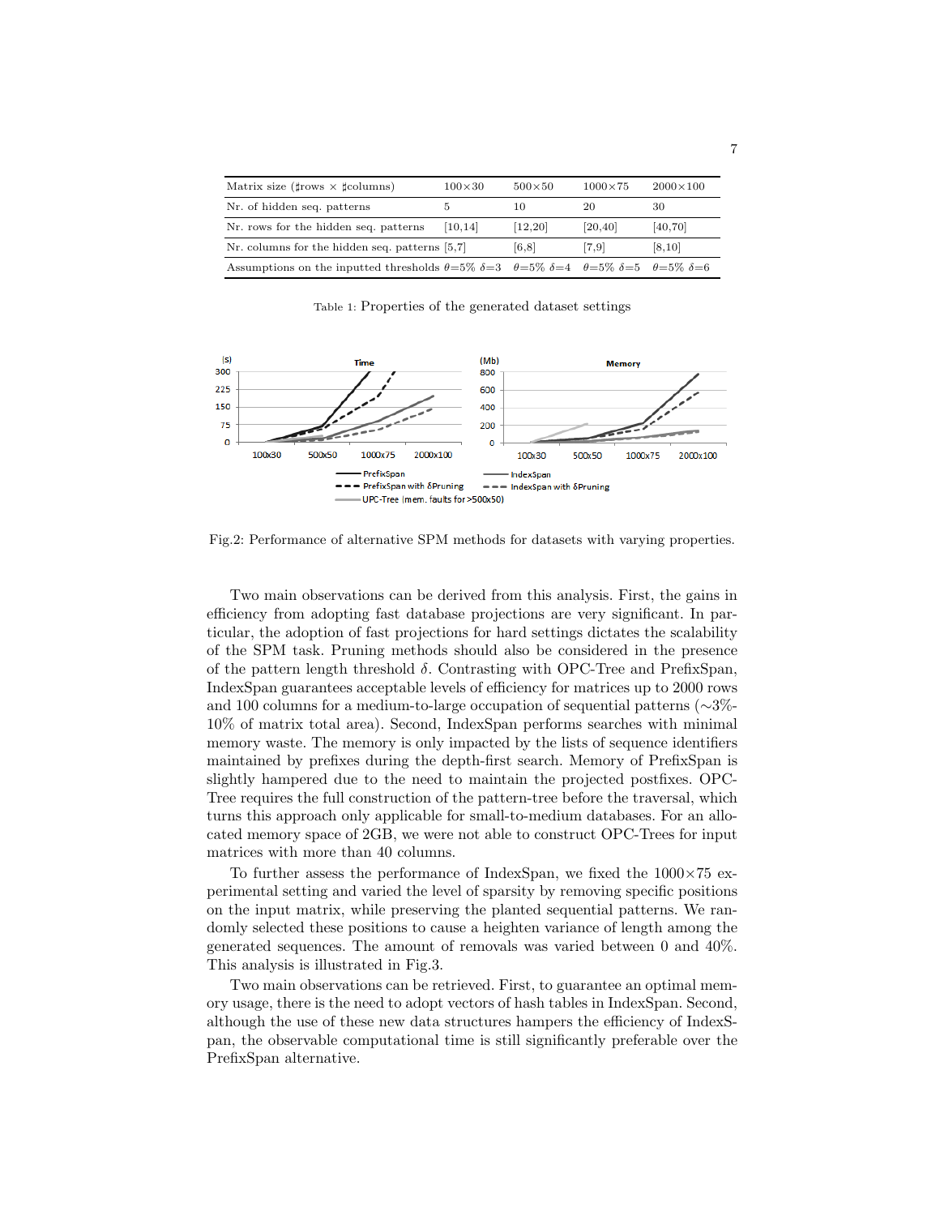| Matrix size (♯rows × ♯columns) | 100×30 | 500×50 | 1000×75 | 2000×100 |
|---|---|---|---|---|
| Nr. of hidden seq. patterns | 5 | 10 | 20 | 30 |
| Nr. rows for the hidden seq. patterns | [10,14] | [12,20] | [20,40] | [40,70] |
| Nr. columns for the hidden seq. patterns | [5,7] | [6,8] | [7,9] | [8,10] |
| Assumptions on the inputted thresholds | $\theta$=5% $\delta$=3 | $\theta$=5% $\delta$=4 | $\theta$=5% $\delta$=5 | $\theta$=5% $\delta$=6 |

Table 1: Properties of the generated dataset settings

Fig.2: Performance of alternative SPM methods for datasets with varying properties.

Two main observations can be derived from this analysis. First, the gains in efficiency from adopting fast database projections are very significant. In particular, the adoption of fast projections for hard settings dictates the scalability of the SPM task. Pruning methods should also be considered in the presence of the pattern length threshold $\delta$. Contrasting with OPC-Tree and PrefixSpan, IndexSpan guarantees acceptable levels of efficiency for matrices up to 2000 rows and 100 columns for a medium-to-large occupation of sequential patterns (∼3%-10% of matrix total area). Second, IndexSpan performs searches with minimal memory waste. The memory is only impacted by the lists of sequence identifiers maintained by prefixes during the depth-first search. Memory of PrefixSpan is slightly hampered due to the need to maintain the projected postfixes. OPC-Tree requires the full construction of the pattern-tree before the traversal, which turns this approach only applicable for small-to-medium databases. For an allocated memory space of 2GB, we were not able to construct OPC-Trees for input matrices with more than 40 columns.

To further assess the performance of IndexSpan, we fixed the 1000×75 experimental setting and varied the level of sparsity by removing specific positions on the input matrix, while preserving the planted sequential patterns. We randomly selected these positions to cause a heighten variance of length among the generated sequences. The amount of removals was varied between 0 and 40%. This analysis is illustrated in Fig.3.

Two main observations can be retrieved. First, to guarantee an optimal memory usage, there is the need to adopt vectors of hash tables in IndexSpan. Second, although the use of these new data structures hampers the efficiency of IndexSpan, the observable computational time is still significantly preferable over the PrefixSpan alternative.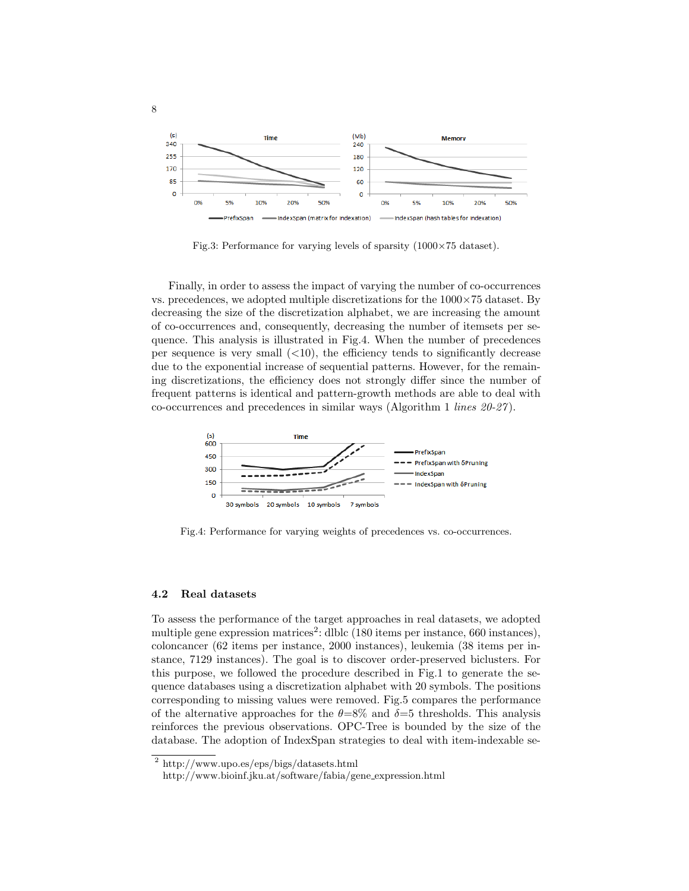Fig.3: Performance for varying levels of sparsity (1000×75 dataset).

Finally, in order to assess the impact of varying the number of co-occurrences vs. precedences, we adopted multiple discretizations for the 1000×75 dataset. By decreasing the size of the discretization alphabet, we are increasing the amount of co-occurrences and, consequently, decreasing the number of itemsets per sequence. This analysis is illustrated in Fig.4. When the number of precedences per sequence is very small (<10), the efficiency tends to significantly decrease due to the exponential increase of sequential patterns. However, for the remaining discretizations, the efficiency does not strongly differ since the number of frequent patterns is identical and pattern-growth methods are able to deal with co-occurrences and precedences in similar ways (Algorithm 1 *lines 20-27*).

Fig.4: Performance for varying weights of precedences vs. co-occurrences.

### 4.2 Real datasets

To assess the performance of the target approaches in real datasets, we adopted multiple gene expression matrices[2]: dlblc (180 items per instance, 660 instances), coloncancer (62 items per instance, 2000 instances), leukemia (38 items per instance, 7129 instances). The goal is to discover order-preserved biclusters. For this purpose, we followed the procedure described in Fig.1 to generate the sequence databases using a discretization alphabet with 20 symbols. The positions corresponding to missing values were removed. Fig.5 compares the performance of the alternative approaches for the $\theta$=8% and $\delta$=5 thresholds. This analysis reinforces the previous observations. OPC-Tree is bounded by the size of the database. The adoption of IndexSpan strategies to deal with item-indexable se-

[2] http://www.upo.es/eps/bigs/datasets.html
http://www.bioinf.jku.at/software/fabia/gene_expression.html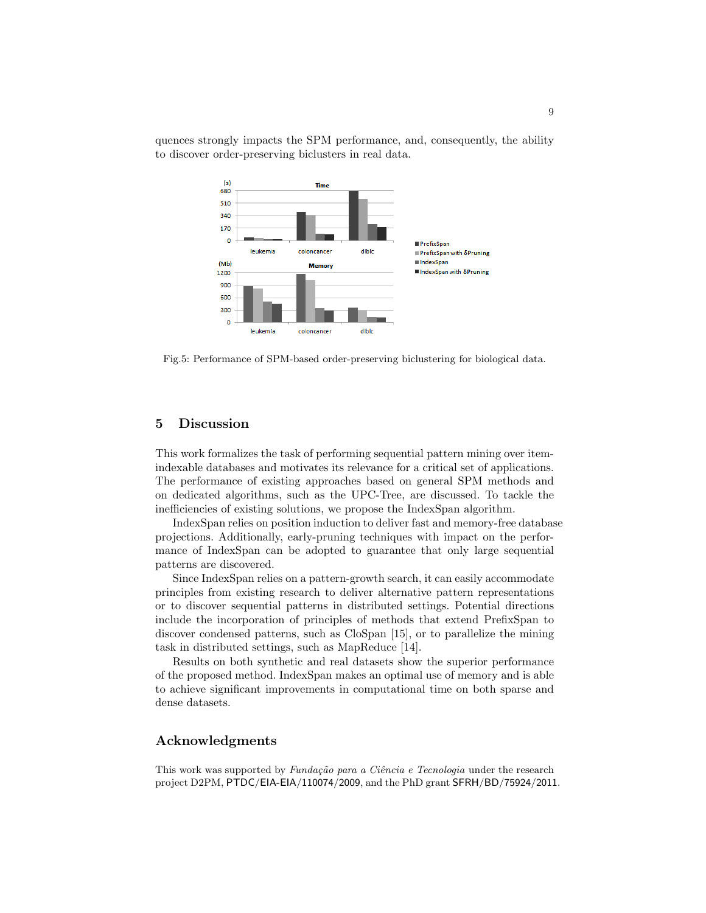quences strongly impacts the SPM performance, and, consequently, the ability to discover order-preserving biclusters in real data.

Fig.5: Performance of SPM-based order-preserving biclustering for biological data.

## 5 Discussion

This work formalizes the task of performing sequential pattern mining over item-indexable databases and motivates its relevance for a critical set of applications. The performance of existing approaches based on general SPM methods and on dedicated algorithms, such as the UPC-Tree, are discussed. To tackle the inefficiencies of existing solutions, we propose the IndexSpan algorithm.

IndexSpan relies on position induction to deliver fast and memory-free database projections. Additionally, early-pruning techniques with impact on the performance of IndexSpan can be adopted to guarantee that only large sequential patterns are discovered.

Since IndexSpan relies on a pattern-growth search, it can easily accommodate principles from existing research to deliver alternative pattern representations or to discover sequential patterns in distributed settings. Potential directions include the incorporation of principles of methods that extend PrefixSpan to discover condensed patterns, such as CloSpan [15], or to parallelize the mining task in distributed settings, such as MapReduce [14].

Results on both synthetic and real datasets show the superior performance of the proposed method. IndexSpan makes an optimal use of memory and is able to achieve significant improvements in computational time on both sparse and dense datasets.

## Acknowledgments

This work was supported by *Fundação para a Ciência e Tecnologia* under the research project D2PM, PTDC/EIA-EIA/110074/2009, and the PhD grant SFRH/BD/75924/2011.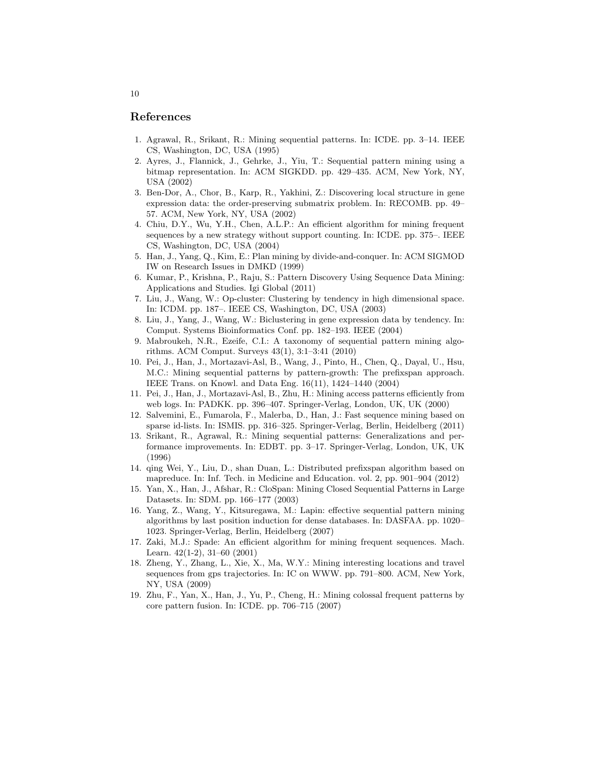## References

1. Agrawal, R., Srikant, R.: Mining sequential patterns. In: ICDE. pp. 3–14. IEEE CS, Washington, DC, USA (1995)
2. Ayres, J., Flannick, J., Gehrke, J., Yiu, T.: Sequential pattern mining using a bitmap representation. In: ACM SIGKDD. pp. 429–435. ACM, New York, NY, USA (2002)
3. Ben-Dor, A., Chor, B., Karp, R., Yakhini, Z.: Discovering local structure in gene expression data: the order-preserving submatrix problem. In: RECOMB. pp. 49–57. ACM, New York, NY, USA (2002)
4. Chiu, D.Y., Wu, Y.H., Chen, A.L.P.: An efficient algorithm for mining frequent sequences by a new strategy without support counting. In: ICDE. pp. 375–. IEEE CS, Washington, DC, USA (2004)
5. Han, J., Yang, Q., Kim, E.: Plan mining by divide-and-conquer. In: ACM SIGMOD IW on Research Issues in DMKD (1999)
6. Kumar, P., Krishna, P., Raju, S.: Pattern Discovery Using Sequence Data Mining: Applications and Studies. Igi Global (2011)
7. Liu, J., Wang, W.: Op-cluster: Clustering by tendency in high dimensional space. In: ICDM. pp. 187–. IEEE CS, Washington, DC, USA (2003)
8. Liu, J., Yang, J., Wang, W.: Biclustering in gene expression data by tendency. In: Comput. Systems Bioinformatics Conf. pp. 182–193. IEEE (2004)
9. Mabroukeh, N.R., Ezeife, C.I.: A taxonomy of sequential pattern mining algorithms. ACM Comput. Surveys 43(1), 3:1–3:41 (2010)
10. Pei, J., Han, J., Mortazavi-Asl, B., Wang, J., Pinto, H., Chen, Q., Dayal, U., Hsu, M.C.: Mining sequential patterns by pattern-growth: The prefixspan approach. IEEE Trans. on Knowl. and Data Eng. 16(11), 1424–1440 (2004)
11. Pei, J., Han, J., Mortazavi-Asl, B., Zhu, H.: Mining access patterns efficiently from web logs. In: PADKK. pp. 396–407. Springer-Verlag, London, UK, UK (2000)
12. Salvemini, E., Fumarola, F., Malerba, D., Han, J.: Fast sequence mining based on sparse id-lists. In: ISMIS. pp. 316–325. Springer-Verlag, Berlin, Heidelberg (2011)
13. Srikant, R., Agrawal, R.: Mining sequential patterns: Generalizations and performance improvements. In: EDBT. pp. 3–17. Springer-Verlag, London, UK, UK (1996)
14. qing Wei, Y., Liu, D., shan Duan, L.: Distributed prefixspan algorithm based on mapreduce. In: Inf. Tech. in Medicine and Education. vol. 2, pp. 901–904 (2012)
15. Yan, X., Han, J., Afshar, R.: CloSpan: Mining Closed Sequential Patterns in Large Datasets. In: SDM. pp. 166–177 (2003)
16. Yang, Z., Wang, Y., Kitsuregawa, M.: Lapin: effective sequential pattern mining algorithms by last position induction for dense databases. In: DASFAA. pp. 1020–1023. Springer-Verlag, Berlin, Heidelberg (2007)
17. Zaki, M.J.: Spade: An efficient algorithm for mining frequent sequences. Mach. Learn. 42(1-2), 31–60 (2001)
18. Zheng, Y., Zhang, L., Xie, X., Ma, W.Y.: Mining interesting locations and travel sequences from gps trajectories. In: IC on WWW. pp. 791–800. ACM, New York, NY, USA (2009)
19. Zhu, F., Yan, X., Han, J., Yu, P., Cheng, H.: Mining colossal frequent patterns by core pattern fusion. In: ICDE. pp. 706–715 (2007)